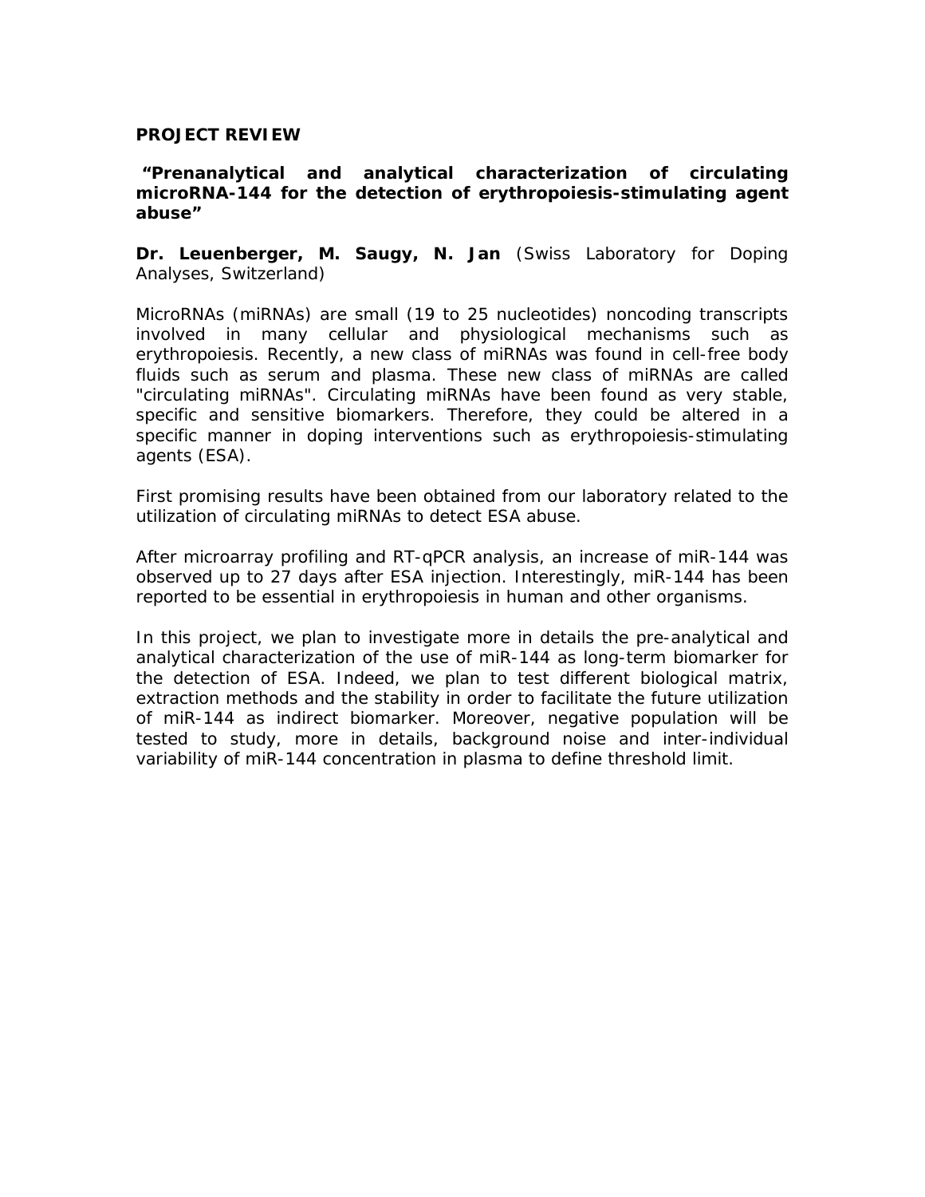**PROJECT REVIEW**

**"Prenanalytical and analytical characterization of circulating microRNA-144 for the detection of erythropoiesis-stimulating agent abuse"**

**Dr. Leuenberger, M. Saugy, N. Jan** (Swiss Laboratory for Doping Analyses, Switzerland)

MicroRNAs (miRNAs) are small (19 to 25 nucleotides) noncoding transcripts involved in many cellular and physiological mechanisms such as erythropoiesis. Recently, a new class of miRNAs was found in cell-free body fluids such as serum and plasma. These new class of miRNAs are called "circulating miRNAs". Circulating miRNAs have been found as very stable, specific and sensitive biomarkers. Therefore, they could be altered in a specific manner in doping interventions such as erythropoiesis-stimulating agents (ESA).

First promising results have been obtained from our laboratory related to the utilization of circulating miRNAs to detect ESA abuse.

After microarray profiling and RT-qPCR analysis, an increase of miR-144 was observed up to 27 days after ESA injection. Interestingly, miR-144 has been reported to be essential in erythropoiesis in human and other organisms.

In this project, we plan to investigate more in details the pre-analytical and analytical characterization of the use of miR-144 as long-term biomarker for the detection of ESA. Indeed, we plan to test different biological matrix, extraction methods and the stability in order to facilitate the future utilization of miR-144 as indirect biomarker. Moreover, negative population will be tested to study, more in details, background noise and inter-individual variability of miR-144 concentration in plasma to define threshold limit.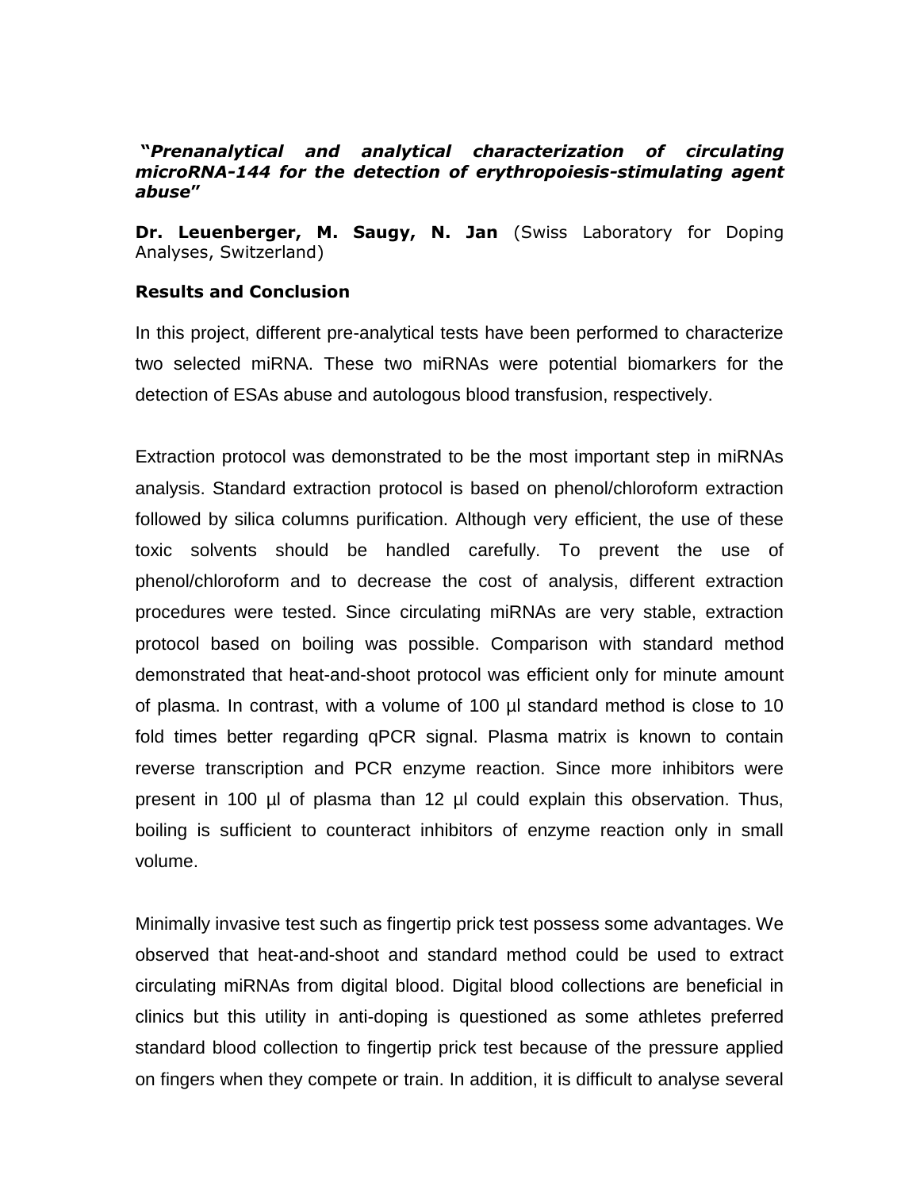**"*Prenanalytical and analytical characterization of circulating microRNA-144 for the detection of erythropoiesis-stimulating agent abuse*"**

**Dr. Leuenberger, M. Saugy, N. Jan** (Swiss Laboratory for Doping Analyses, Switzerland)

**Results and Conclusion**

In this project, different pre-analytical tests have been performed to characterize two selected miRNA. These two miRNAs were potential biomarkers for the detection of ESAs abuse and autologous blood transfusion, respectively.

Extraction protocol was demonstrated to be the most important step in miRNAs analysis. Standard extraction protocol is based on phenol/chloroform extraction followed by silica columns purification. Although very efficient, the use of these toxic solvents should be handled carefully. To prevent the use of phenol/chloroform and to decrease the cost of analysis, different extraction procedures were tested. Since circulating miRNAs are very stable, extraction protocol based on boiling was possible. Comparison with standard method demonstrated that heat-and-shoot protocol was efficient only for minute amount of plasma. In contrast, with a volume of 100 µl standard method is close to 10 fold times better regarding qPCR signal. Plasma matrix is known to contain reverse transcription and PCR enzyme reaction. Since more inhibitors were present in 100 µl of plasma than 12 µl could explain this observation. Thus, boiling is sufficient to counteract inhibitors of enzyme reaction only in small volume.

Minimally invasive test such as fingertip prick test possess some advantages. We observed that heat-and-shoot and standard method could be used to extract circulating miRNAs from digital blood. Digital blood collections are beneficial in clinics but this utility in anti-doping is questioned as some athletes preferred standard blood collection to fingertip prick test because of the pressure applied on fingers when they compete or train. In addition, it is difficult to analyse several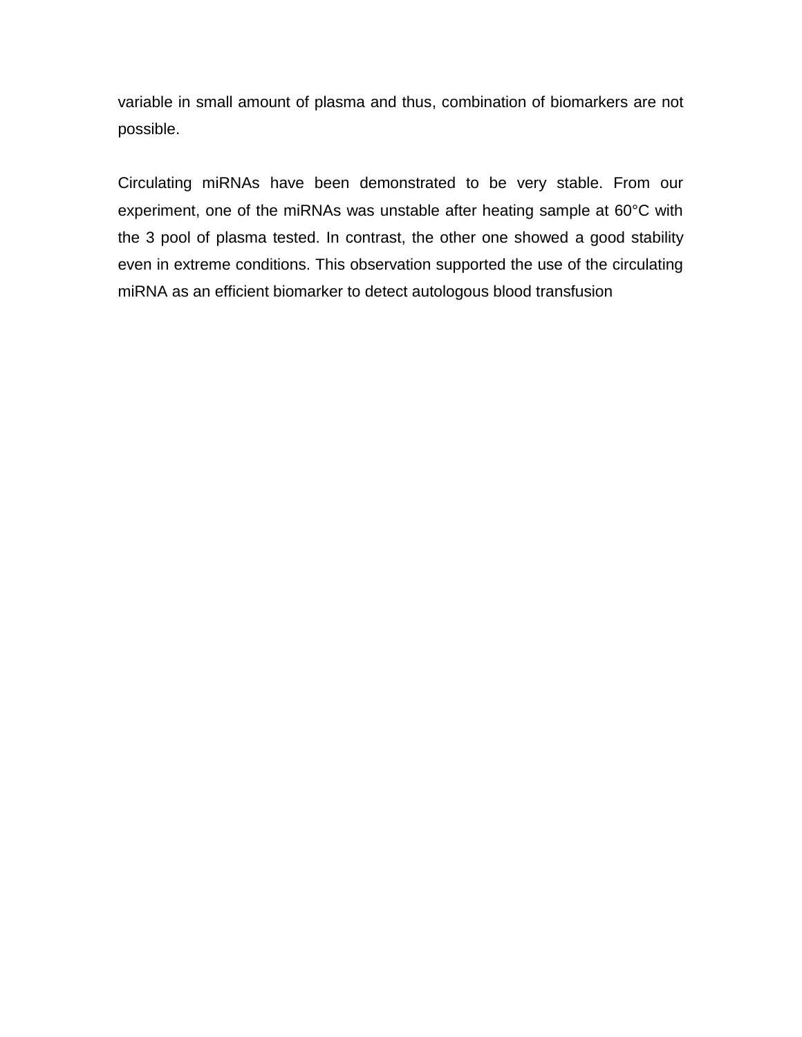variable in small amount of plasma and thus, combination of biomarkers are not possible.

Circulating miRNAs have been demonstrated to be very stable. From our experiment, one of the miRNAs was unstable after heating sample at 60°C with the 3 pool of plasma tested. In contrast, the other one showed a good stability even in extreme conditions. This observation supported the use of the circulating miRNA as an efficient biomarker to detect autologous blood transfusion